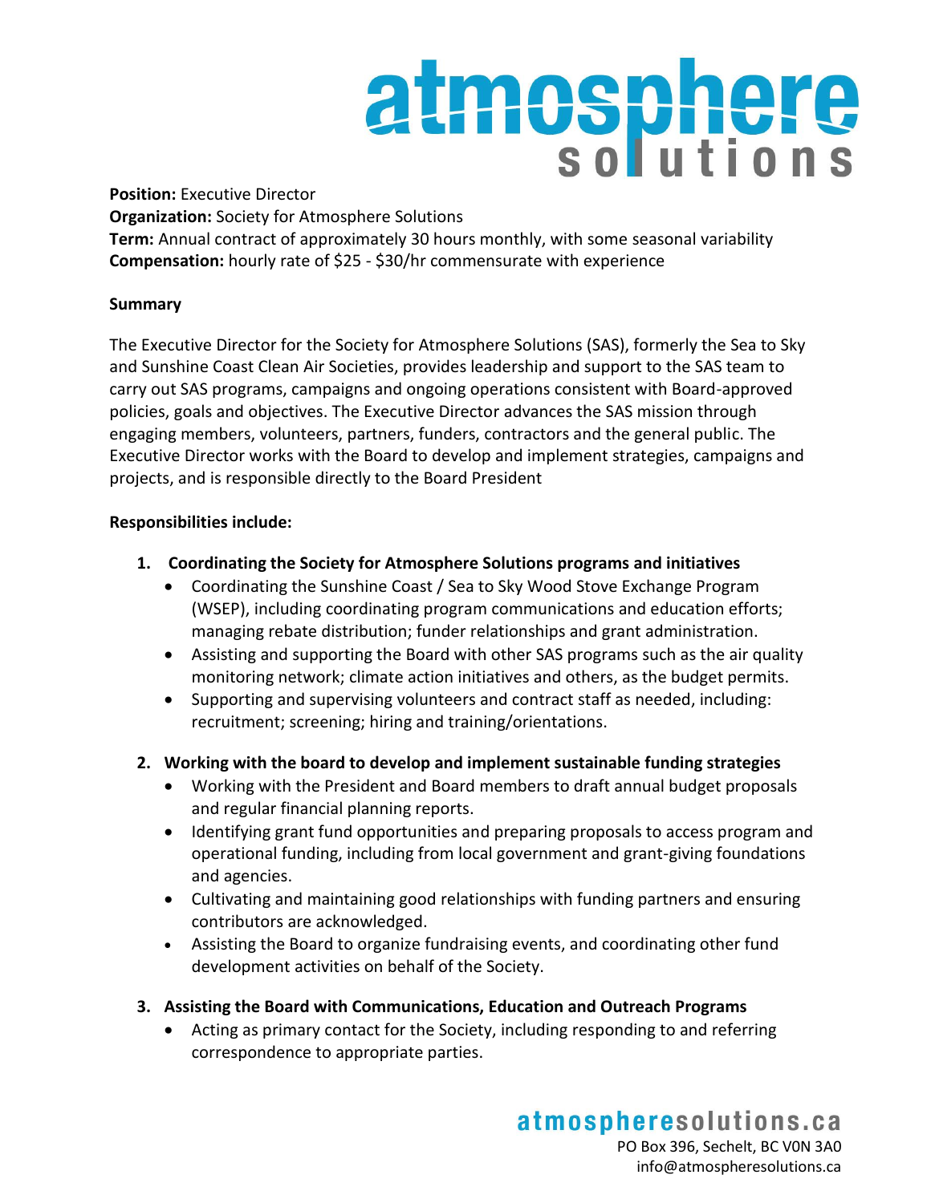**Position:** Executive Director
**Organization:** Society for Atmosphere Solutions
**Term:** Annual contract of approximately 30 hours monthly, with some seasonal variability
**Compensation:** hourly rate of $25 - $30/hr commensurate with experience

**Summary**

The Executive Director for the Society for Atmosphere Solutions (SAS), formerly the Sea to Sky and Sunshine Coast Clean Air Societies, provides leadership and support to the SAS team to carry out SAS programs, campaigns and ongoing operations consistent with Board-approved policies, goals and objectives. The Executive Director advances the SAS mission through engaging members, volunteers, partners, funders, contractors and the general public. The Executive Director works with the Board to develop and implement strategies, campaigns and projects, and is responsible directly to the Board President

**Responsibilities include:**

1. **Coordinating the Society for Atmosphere Solutions programs and initiatives**
   - Coordinating the Sunshine Coast / Sea to Sky Wood Stove Exchange Program (WSEP), including coordinating program communications and education efforts; managing rebate distribution; funder relationships and grant administration.
   - Assisting and supporting the Board with other SAS programs such as the air quality monitoring network; climate action initiatives and others, as the budget permits.
   - Supporting and supervising volunteers and contract staff as needed, including: recruitment; screening; hiring and training/orientations.

2. **Working with the board to develop and implement sustainable funding strategies**
   - Working with the President and Board members to draft annual budget proposals and regular financial planning reports.
   - Identifying grant fund opportunities and preparing proposals to access program and operational funding, including from local government and grant-giving foundations and agencies.
   - Cultivating and maintaining good relationships with funding partners and ensuring contributors are acknowledged.
   - Assisting the Board to organize fundraising events, and coordinating other fund development activities on behalf of the Society.

3. **Assisting the Board with Communications, Education and Outreach Programs**
   - Acting as primary contact for the Society, including responding to and referring correspondence to appropriate parties.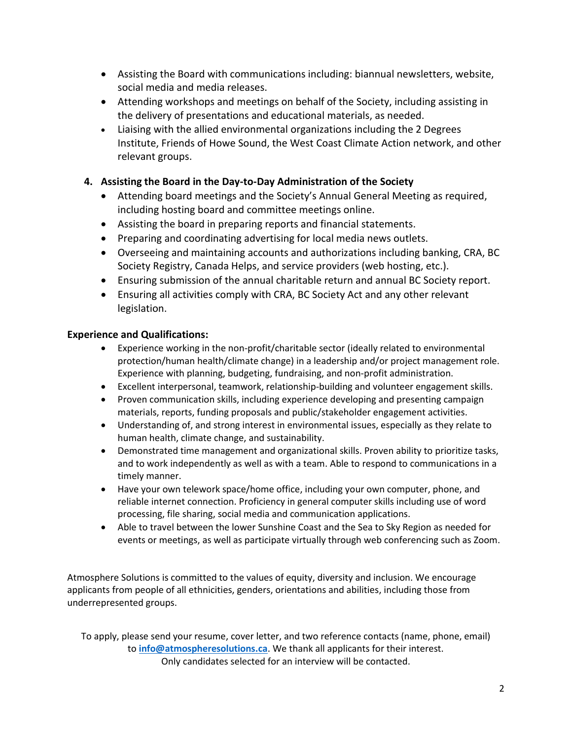- Assisting the Board with communications including: biannual newsletters, website, social media and media releases.
- Attending workshops and meetings on behalf of the Society, including assisting in the delivery of presentations and educational materials, as needed.
- Liaising with the allied environmental organizations including the 2 Degrees Institute, Friends of Howe Sound, the West Coast Climate Action network, and other relevant groups.

4. **Assisting the Board in the Day-to-Day Administration of the Society**
   - Attending board meetings and the Society's Annual General Meeting as required, including hosting board and committee meetings online.
   - Assisting the board in preparing reports and financial statements.
   - Preparing and coordinating advertising for local media news outlets.
   - Overseeing and maintaining accounts and authorizations including banking, CRA, BC Society Registry, Canada Helps, and service providers (web hosting, etc.).
   - Ensuring submission of the annual charitable return and annual BC Society report.
   - Ensuring all activities comply with CRA, BC Society Act and any other relevant legislation.

**Experience and Qualifications:**

- Experience working in the non-profit/charitable sector (ideally related to environmental protection/human health/climate change) in a leadership and/or project management role. Experience with planning, budgeting, fundraising, and non-profit administration.
- Excellent interpersonal, teamwork, relationship-building and volunteer engagement skills.
- Proven communication skills, including experience developing and presenting campaign materials, reports, funding proposals and public/stakeholder engagement activities.
- Understanding of, and strong interest in environmental issues, especially as they relate to human health, climate change, and sustainability.
- Demonstrated time management and organizational skills. Proven ability to prioritize tasks, and to work independently as well as with a team. Able to respond to communications in a timely manner.
- Have your own telework space/home office, including your own computer, phone, and reliable internet connection. Proficiency in general computer skills including use of word processing, file sharing, social media and communication applications.
- Able to travel between the lower Sunshine Coast and the Sea to Sky Region as needed for events or meetings, as well as participate virtually through web conferencing such as Zoom.

Atmosphere Solutions is committed to the values of equity, diversity and inclusion. We encourage applicants from people of all ethnicities, genders, orientations and abilities, including those from underrepresented groups.

To apply, please send your resume, cover letter, and two reference contacts (name, phone, email) to **info@atmospheresolutions.ca**. We thank all applicants for their interest.
Only candidates selected for an interview will be contacted.